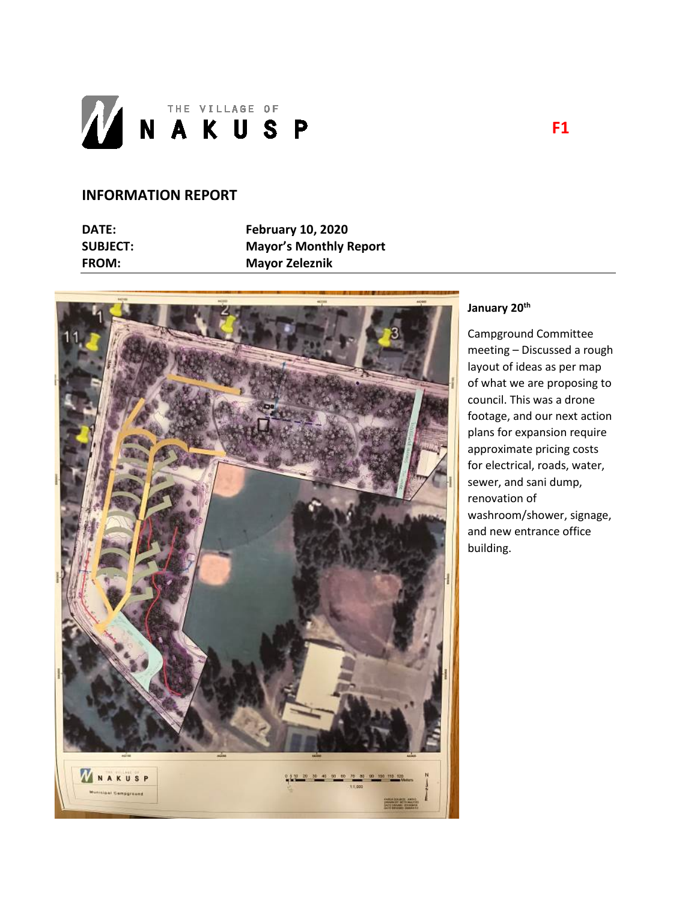THE VILLAGE OF

NAKUSP

F1

## INFORMATION REPORT

**DATE:** February 10, 2020

**SUBJECT:** Mayor's Monthly Report

**FROM:** Mayor Zeleznik

**January 20th**

Campground Committee meeting – Discussed a rough layout of ideas as per map of what we are proposing to council. This was a drone footage, and our next action plans for expansion require approximate pricing costs for electrical, roads, water, sewer, and sani dump, renovation of washroom/shower, signage, and new entrance office building.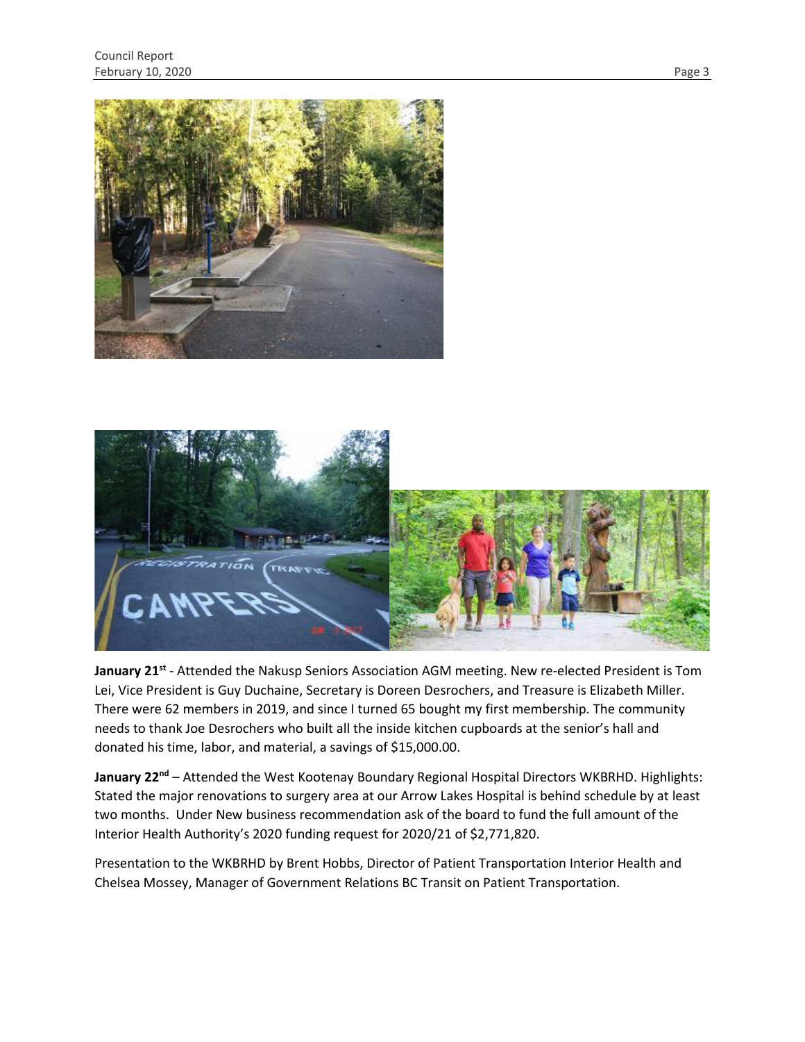**January 21st** - Attended the Nakusp Seniors Association AGM meeting. New re-elected President is Tom Lei, Vice President is Guy Duchaine, Secretary is Doreen Desrochers, and Treasure is Elizabeth Miller. There were 62 members in 2019, and since I turned 65 bought my first membership. The community needs to thank Joe Desrochers who built all the inside kitchen cupboards at the senior's hall and donated his time, labor, and material, a savings of $15,000.00.

**January 22nd** – Attended the West Kootenay Boundary Regional Hospital Directors WKBRHD. Highlights: Stated the major renovations to surgery area at our Arrow Lakes Hospital is behind schedule by at least two months. Under New business recommendation ask of the board to fund the full amount of the Interior Health Authority's 2020 funding request for 2020/21 of $2,771,820.

Presentation to the WKBRHD by Brent Hobbs, Director of Patient Transportation Interior Health and Chelsea Mossey, Manager of Government Relations BC Transit on Patient Transportation.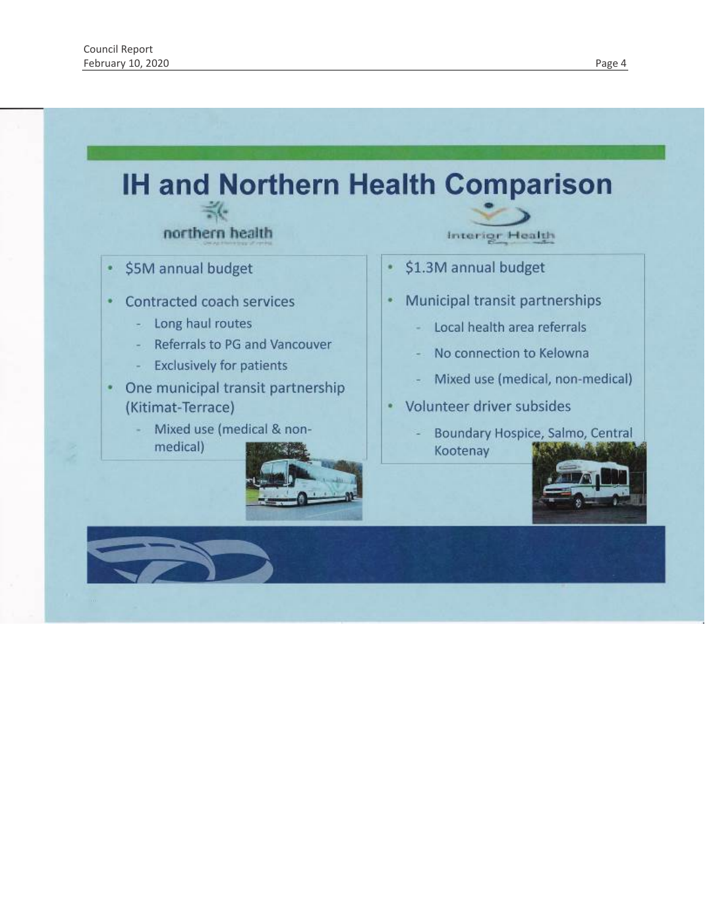# IH and Northern Health Comparison

## northern health

- $5M annual budget
- Contracted coach services
  - Long haul routes
  - Referrals to PG and Vancouver
  - Exclusively for patients
- One municipal transit partnership (Kitimat-Terrace)
  - Mixed use (medical & non-medical)

## Interior Health

- $1.3M annual budget
- Municipal transit partnerships
  - Local health area referrals
  - No connection to Kelowna
  - Mixed use (medical, non-medical)
- Volunteer driver subsides
  - Boundary Hospice, Salmo, Central Kootenay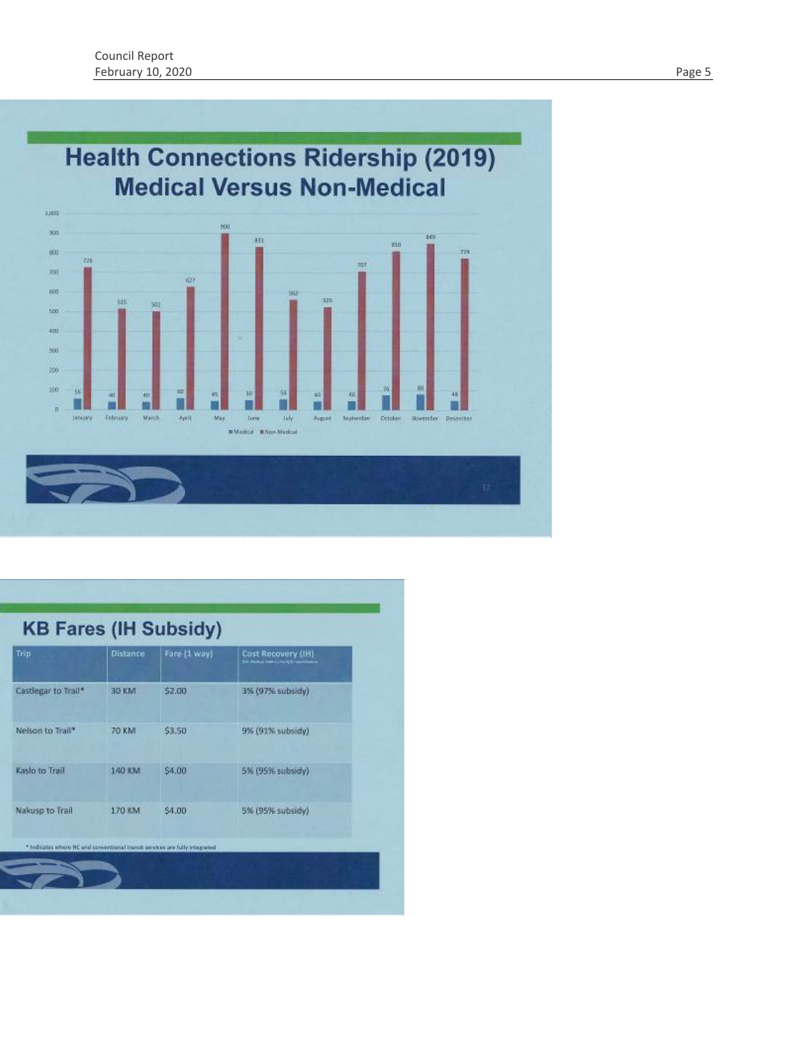## Health Connections Ridership (2019) Medical Versus Non-Medical

| Month | Medical | Non-Medical |
|---|---|---|
| January | 56 | 726 |
| February | 40 | 515 |
| March | 40 | 502 |
| April | 60 | 627 |
| May | 45 | 900 |
| June | 50 | 831 |
| July | 54 | 562 |
| August | 44 | 525 |
| September | 46 | 707 |
| October | 76 | 810 |
| November | 80 | 849 |
| December | 48 | 774 |

## KB Fares (IH Subsidy)

| Trip | Distance | Fare (1 way) | Cost Recovery (IH) |
|---|---|---|---|
| Castlegar to Trail* | 30 KM | $2.00 | 3% (97% subsidy) |
| Nelson to Trail* | 70 KM | $3.50 | 9% (91% subsidy) |
| Kaslo to Trail | 140 KM | $4.00 | 5% (95% subsidy) |
| Nakusp to Trail | 170 KM | $4.00 | 5% (95% subsidy) |

* Indicates where HC and conventional transit services are fully integrated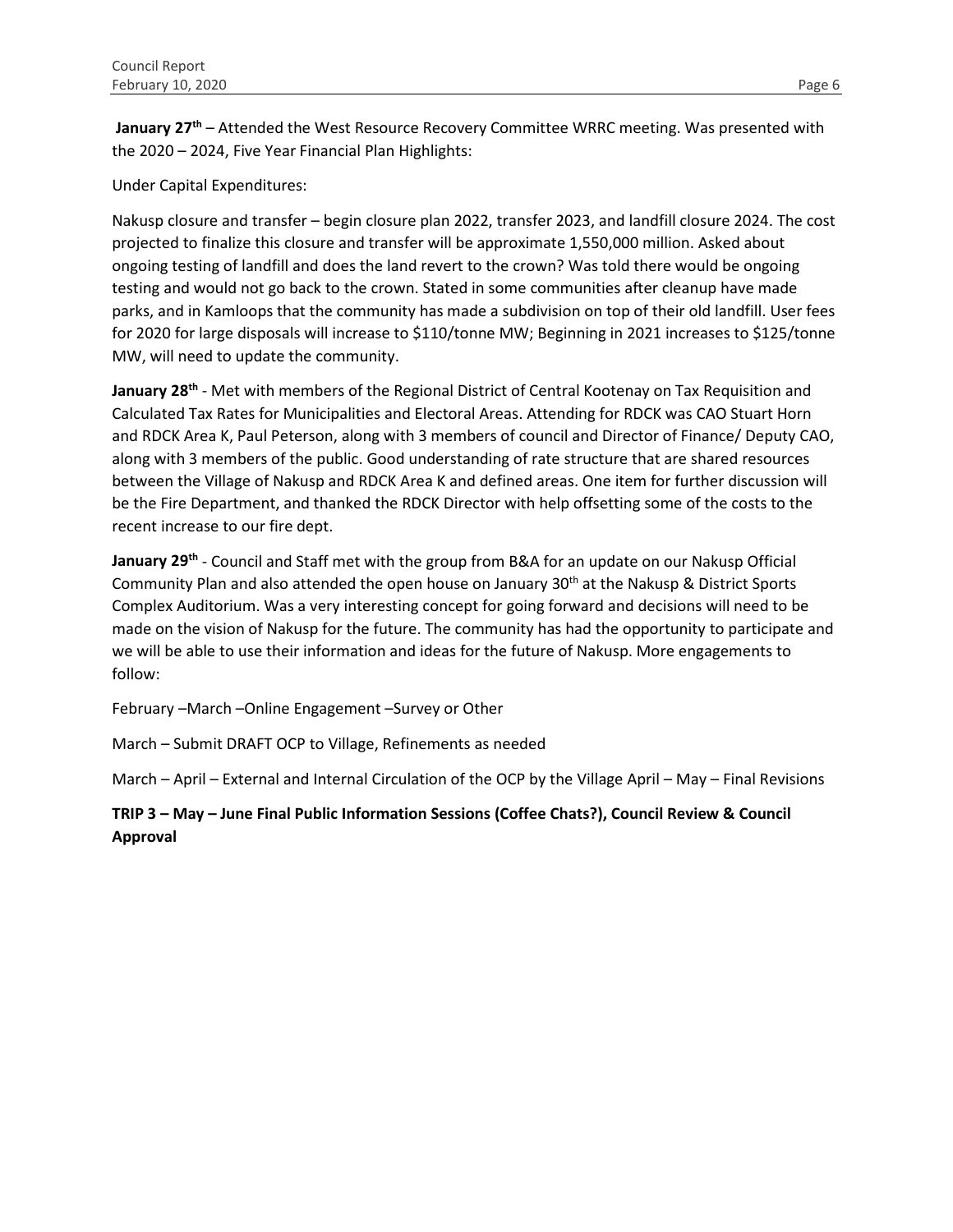**January 27th** – Attended the West Resource Recovery Committee WRRC meeting. Was presented with the 2020 – 2024, Five Year Financial Plan Highlights:

Under Capital Expenditures:

Nakusp closure and transfer – begin closure plan 2022, transfer 2023, and landfill closure 2024. The cost projected to finalize this closure and transfer will be approximate 1,550,000 million. Asked about ongoing testing of landfill and does the land revert to the crown? Was told there would be ongoing testing and would not go back to the crown. Stated in some communities after cleanup have made parks, and in Kamloops that the community has made a subdivision on top of their old landfill. User fees for 2020 for large disposals will increase to $110/tonne MW; Beginning in 2021 increases to $125/tonne MW, will need to update the community.

**January 28th** - Met with members of the Regional District of Central Kootenay on Tax Requisition and Calculated Tax Rates for Municipalities and Electoral Areas. Attending for RDCK was CAO Stuart Horn and RDCK Area K, Paul Peterson, along with 3 members of council and Director of Finance/ Deputy CAO, along with 3 members of the public. Good understanding of rate structure that are shared resources between the Village of Nakusp and RDCK Area K and defined areas. One item for further discussion will be the Fire Department, and thanked the RDCK Director with help offsetting some of the costs to the recent increase to our fire dept.

**January 29th** - Council and Staff met with the group from B&A for an update on our Nakusp Official Community Plan and also attended the open house on January 30th at the Nakusp & District Sports Complex Auditorium. Was a very interesting concept for going forward and decisions will need to be made on the vision of Nakusp for the future. The community has had the opportunity to participate and we will be able to use their information and ideas for the future of Nakusp. More engagements to follow:

February –March –Online Engagement –Survey or Other

March – Submit DRAFT OCP to Village, Refinements as needed

March – April – External and Internal Circulation of the OCP by the Village April – May – Final Revisions

**TRIP 3 – May – June Final Public Information Sessions (Coffee Chats?), Council Review & Council Approval**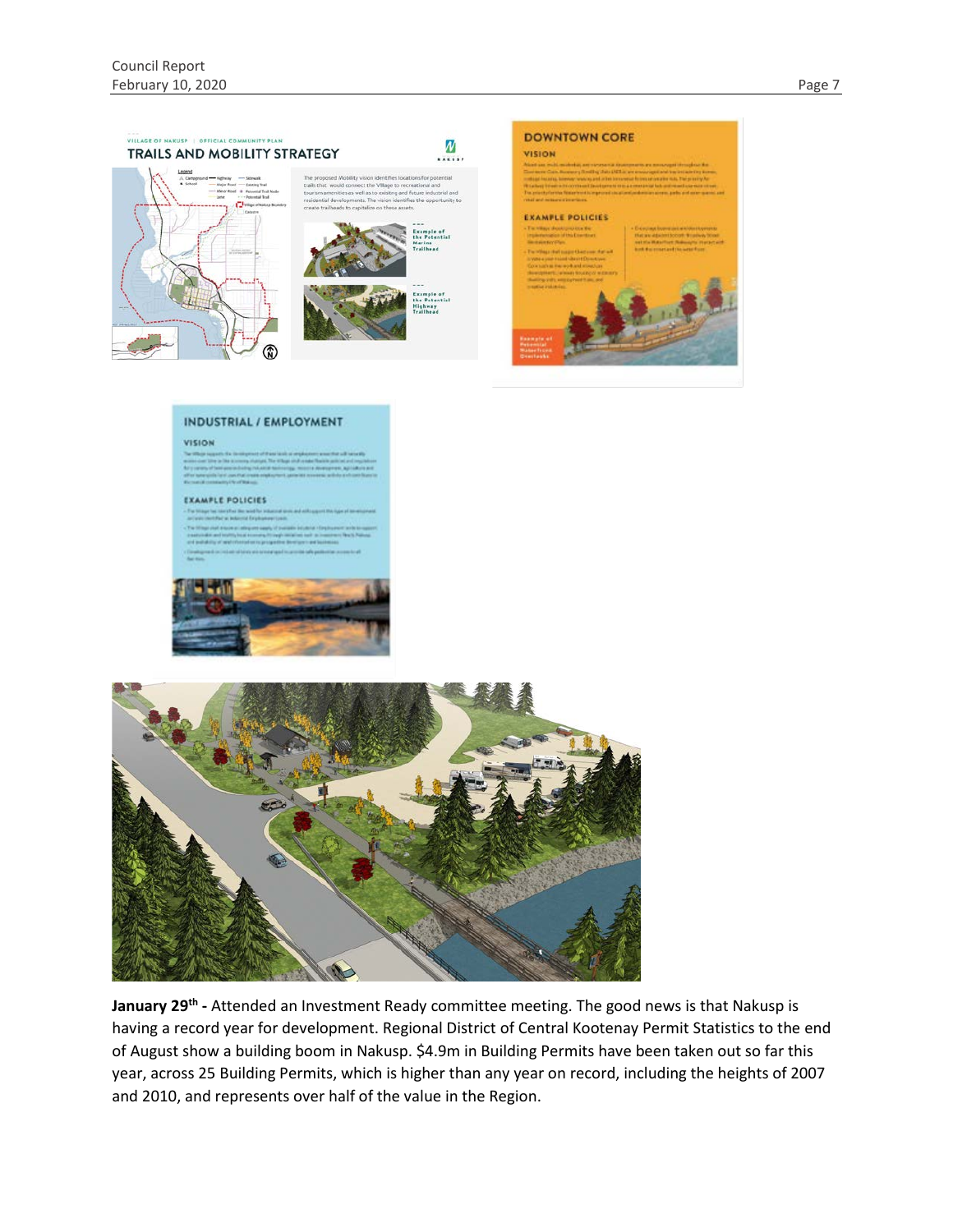**January 29th -** Attended an Investment Ready committee meeting. The good news is that Nakusp is having a record year for development. Regional District of Central Kootenay Permit Statistics to the end of August show a building boom in Nakusp. $4.9m in Building Permits have been taken out so far this year, across 25 Building Permits, which is higher than any year on record, including the heights of 2007 and 2010, and represents over half of the value in the Region.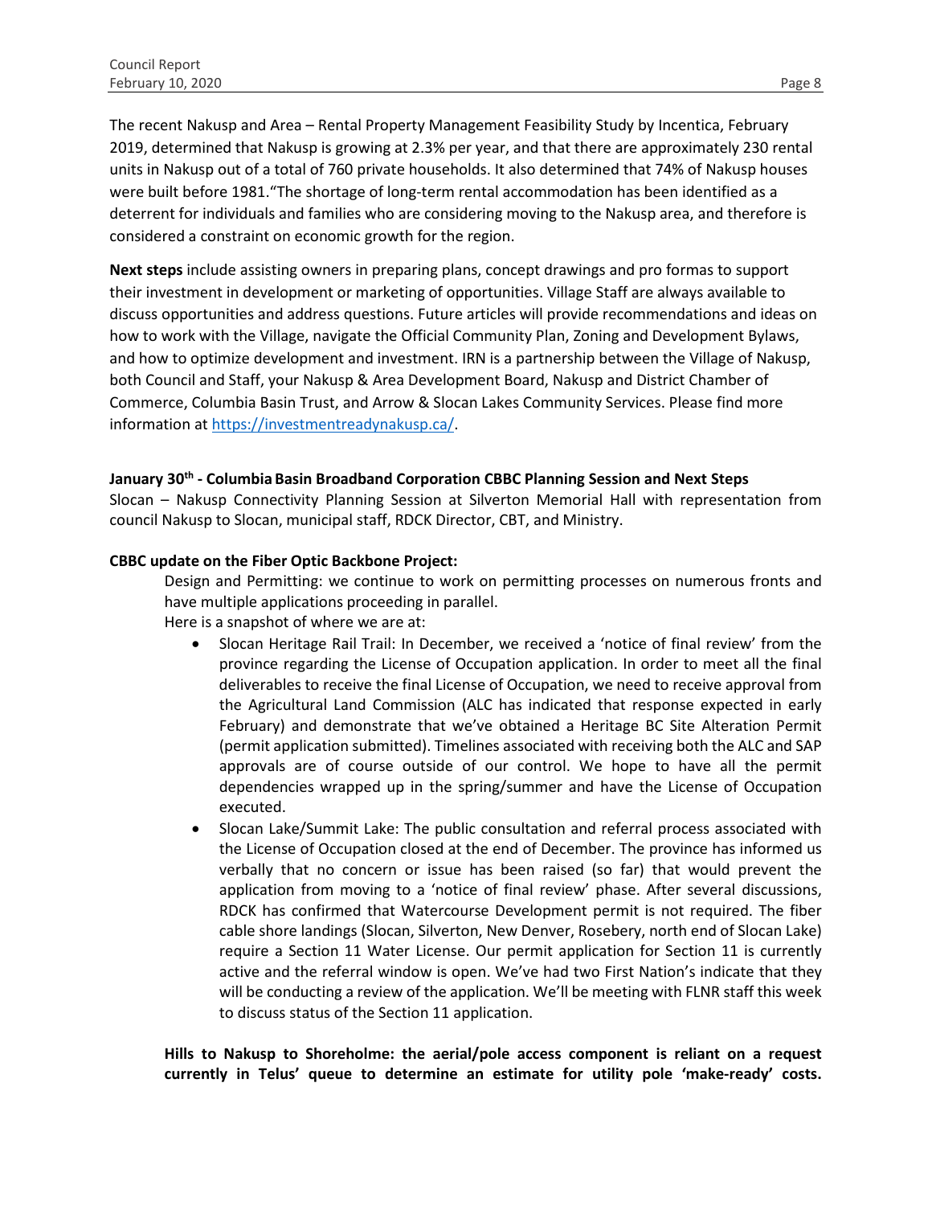The recent Nakusp and Area – Rental Property Management Feasibility Study by Incentica, February 2019, determined that Nakusp is growing at 2.3% per year, and that there are approximately 230 rental units in Nakusp out of a total of 760 private households. It also determined that 74% of Nakusp houses were built before 1981."The shortage of long-term rental accommodation has been identified as a deterrent for individuals and families who are considering moving to the Nakusp area, and therefore is considered a constraint on economic growth for the region.

**Next steps** include assisting owners in preparing plans, concept drawings and pro formas to support their investment in development or marketing of opportunities. Village Staff are always available to discuss opportunities and address questions. Future articles will provide recommendations and ideas on how to work with the Village, navigate the Official Community Plan, Zoning and Development Bylaws, and how to optimize development and investment. IRN is a partnership between the Village of Nakusp, both Council and Staff, your Nakusp & Area Development Board, Nakusp and District Chamber of Commerce, Columbia Basin Trust, and Arrow & Slocan Lakes Community Services. Please find more information at https://investmentreadynakusp.ca/.

**January 30th - Columbia Basin Broadband Corporation CBBC Planning Session and Next Steps**

Slocan – Nakusp Connectivity Planning Session at Silverton Memorial Hall with representation from council Nakusp to Slocan, municipal staff, RDCK Director, CBT, and Ministry.

**CBBC update on the Fiber Optic Backbone Project:**

Design and Permitting: we continue to work on permitting processes on numerous fronts and have multiple applications proceeding in parallel.

Here is a snapshot of where we are at:

- Slocan Heritage Rail Trail: In December, we received a 'notice of final review' from the province regarding the License of Occupation application. In order to meet all the final deliverables to receive the final License of Occupation, we need to receive approval from the Agricultural Land Commission (ALC has indicated that response expected in early February) and demonstrate that we've obtained a Heritage BC Site Alteration Permit (permit application submitted). Timelines associated with receiving both the ALC and SAP approvals are of course outside of our control. We hope to have all the permit dependencies wrapped up in the spring/summer and have the License of Occupation executed.
- Slocan Lake/Summit Lake: The public consultation and referral process associated with the License of Occupation closed at the end of December. The province has informed us verbally that no concern or issue has been raised (so far) that would prevent the application from moving to a 'notice of final review' phase. After several discussions, RDCK has confirmed that Watercourse Development permit is not required. The fiber cable shore landings (Slocan, Silverton, New Denver, Rosebery, north end of Slocan Lake) require a Section 11 Water License. Our permit application for Section 11 is currently active and the referral window is open. We've had two First Nation's indicate that they will be conducting a review of the application. We'll be meeting with FLNR staff this week to discuss status of the Section 11 application.

**Hills to Nakusp to Shoreholme: the aerial/pole access component is reliant on a request currently in Telus' queue to determine an estimate for utility pole 'make-ready' costs.**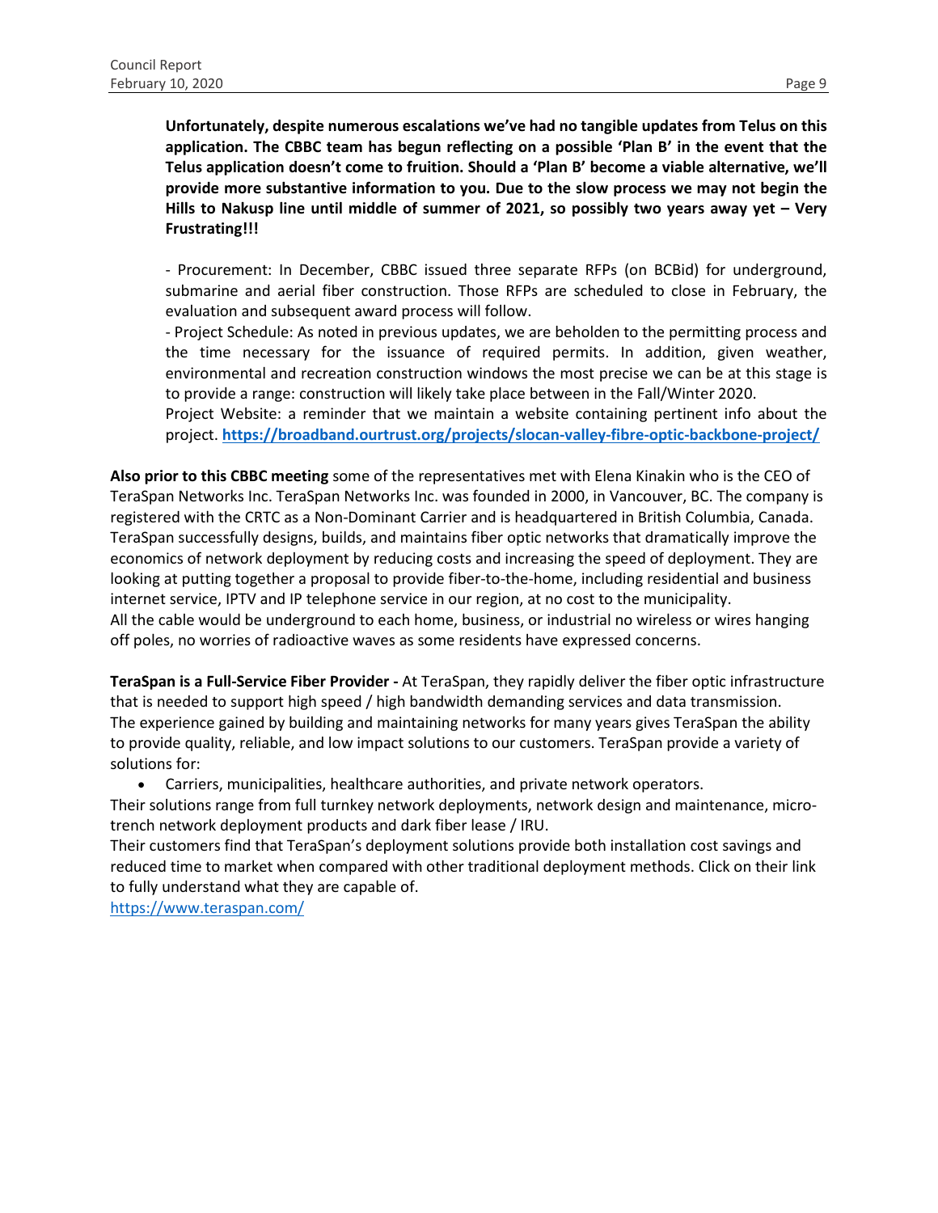**Unfortunately, despite numerous escalations we've had no tangible updates from Telus on this application. The CBBC team has begun reflecting on a possible 'Plan B' in the event that the Telus application doesn't come to fruition. Should a 'Plan B' become a viable alternative, we'll provide more substantive information to you. Due to the slow process we may not begin the Hills to Nakusp line until middle of summer of 2021, so possibly two years away yet – Very Frustrating!!!**

- Procurement: In December, CBBC issued three separate RFPs (on BCBid) for underground, submarine and aerial fiber construction. Those RFPs are scheduled to close in February, the evaluation and subsequent award process will follow.
- Project Schedule: As noted in previous updates, we are beholden to the permitting process and the time necessary for the issuance of required permits. In addition, given weather, environmental and recreation construction windows the most precise we can be at this stage is to provide a range: construction will likely take place between in the Fall/Winter 2020.

Project Website: a reminder that we maintain a website containing pertinent info about the project. **https://broadband.ourtrust.org/projects/slocan-valley-fibre-optic-backbone-project/**

**Also prior to this CBBC meeting** some of the representatives met with Elena Kinakin who is the CEO of TeraSpan Networks Inc. TeraSpan Networks Inc. was founded in 2000, in Vancouver, BC. The company is registered with the CRTC as a Non-Dominant Carrier and is headquartered in British Columbia, Canada. TeraSpan successfully designs, builds, and maintains fiber optic networks that dramatically improve the economics of network deployment by reducing costs and increasing the speed of deployment. They are looking at putting together a proposal to provide fiber-to-the-home, including residential and business internet service, IPTV and IP telephone service in our region, at no cost to the municipality.
All the cable would be underground to each home, business, or industrial no wireless or wires hanging off poles, no worries of radioactive waves as some residents have expressed concerns.

**TeraSpan is a Full-Service Fiber Provider -** At TeraSpan, they rapidly deliver the fiber optic infrastructure that is needed to support high speed / high bandwidth demanding services and data transmission.
The experience gained by building and maintaining networks for many years gives TeraSpan the ability to provide quality, reliable, and low impact solutions to our customers. TeraSpan provide a variety of solutions for:

- Carriers, municipalities, healthcare authorities, and private network operators.

Their solutions range from full turnkey network deployments, network design and maintenance, micro-trench network deployment products and dark fiber lease / IRU.
Their customers find that TeraSpan's deployment solutions provide both installation cost savings and reduced time to market when compared with other traditional deployment methods. Click on their link to fully understand what they are capable of.
https://www.teraspan.com/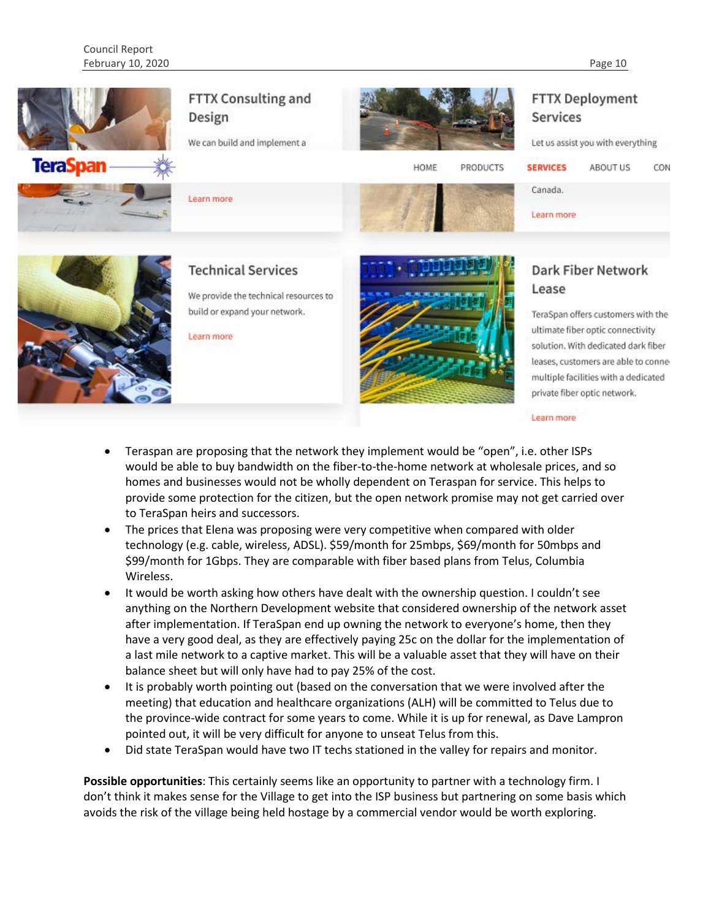FTTX Consulting and Design

We can build and implement a

Learn more

FTTX Deployment Services

Let us assist you with everything

Canada.

Learn more

TeraSpan

HOME PRODUCTS SERVICES ABOUT US CON

Technical Services

We provide the technical resources to build or expand your network.

Learn more

Dark Fiber Network Lease

TeraSpan offers customers with the ultimate fiber optic connectivity solution. With dedicated dark fiber leases, customers are able to conne multiple facilities with a dedicated private fiber optic network.

Learn more

- Teraspan are proposing that the network they implement would be "open", i.e. other ISPs would be able to buy bandwidth on the fiber-to-the-home network at wholesale prices, and so homes and businesses would not be wholly dependent on Teraspan for service. This helps to provide some protection for the citizen, but the open network promise may not get carried over to TeraSpan heirs and successors.
- The prices that Elena was proposing were very competitive when compared with older technology (e.g. cable, wireless, ADSL). $59/month for 25mbps, $69/month for 50mbps and $99/month for 1Gbps. They are comparable with fiber based plans from Telus, Columbia Wireless.
- It would be worth asking how others have dealt with the ownership question. I couldn't see anything on the Northern Development website that considered ownership of the network asset after implementation. If TeraSpan end up owning the network to everyone's home, then they have a very good deal, as they are effectively paying 25c on the dollar for the implementation of a last mile network to a captive market. This will be a valuable asset that they will have on their balance sheet but will only have had to pay 25% of the cost.
- It is probably worth pointing out (based on the conversation that we were involved after the meeting) that education and healthcare organizations (ALH) will be committed to Telus due to the province-wide contract for some years to come. While it is up for renewal, as Dave Lampron pointed out, it will be very difficult for anyone to unseat Telus from this.
- Did state TeraSpan would have two IT techs stationed in the valley for repairs and monitor.

**Possible opportunities**: This certainly seems like an opportunity to partner with a technology firm. I don't think it makes sense for the Village to get into the ISP business but partnering on some basis which avoids the risk of the village being held hostage by a commercial vendor would be worth exploring.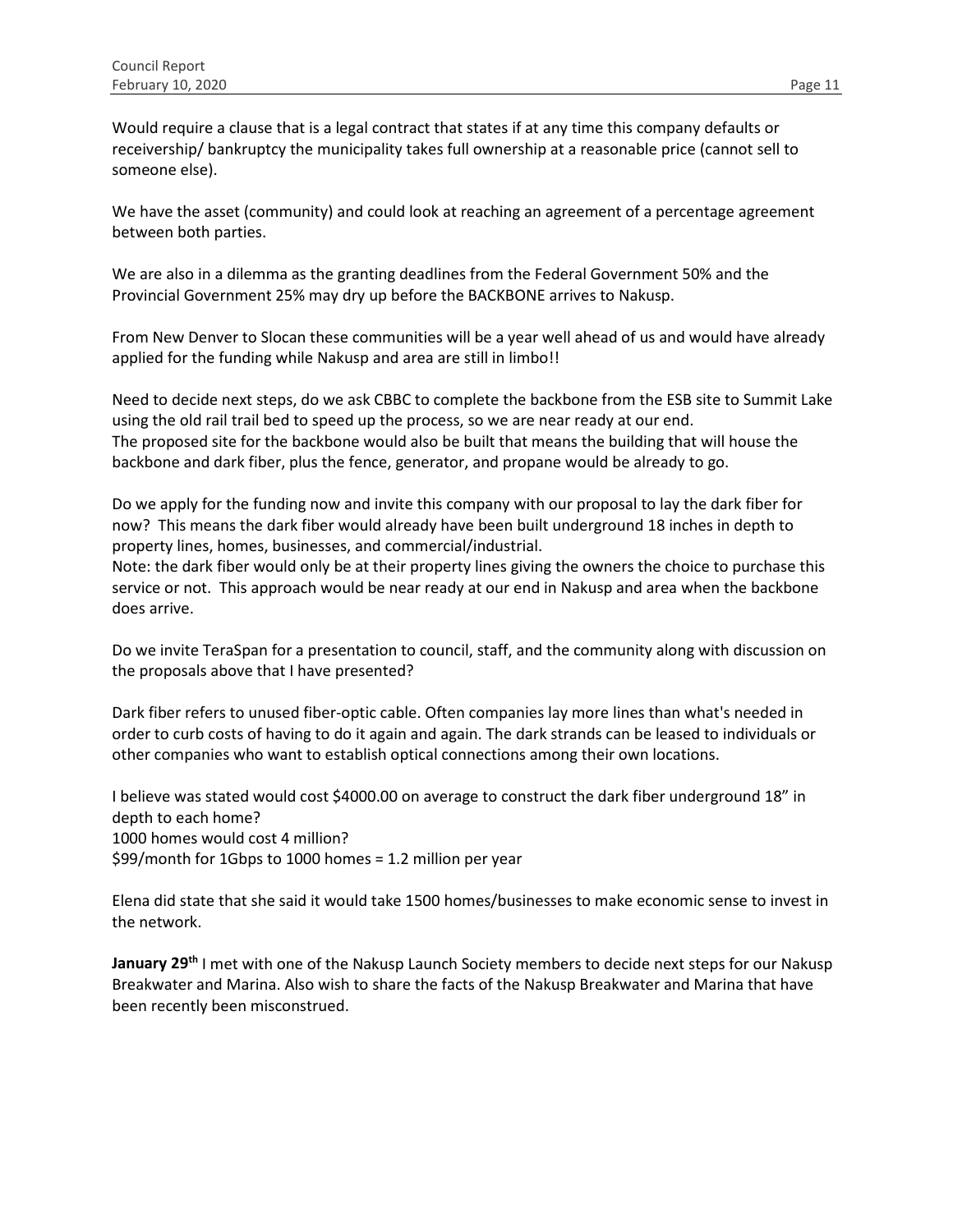Would require a clause that is a legal contract that states if at any time this company defaults or receivership/ bankruptcy the municipality takes full ownership at a reasonable price (cannot sell to someone else).

We have the asset (community) and could look at reaching an agreement of a percentage agreement between both parties.

We are also in a dilemma as the granting deadlines from the Federal Government 50% and the Provincial Government 25% may dry up before the BACKBONE arrives to Nakusp.

From New Denver to Slocan these communities will be a year well ahead of us and would have already applied for the funding while Nakusp and area are still in limbo!!

Need to decide next steps, do we ask CBBC to complete the backbone from the ESB site to Summit Lake using the old rail trail bed to speed up the process, so we are near ready at our end.
The proposed site for the backbone would also be built that means the building that will house the backbone and dark fiber, plus the fence, generator, and propane would be already to go.

Do we apply for the funding now and invite this company with our proposal to lay the dark fiber for now? This means the dark fiber would already have been built underground 18 inches in depth to property lines, homes, businesses, and commercial/industrial.
Note: the dark fiber would only be at their property lines giving the owners the choice to purchase this service or not. This approach would be near ready at our end in Nakusp and area when the backbone does arrive.

Do we invite TeraSpan for a presentation to council, staff, and the community along with discussion on the proposals above that I have presented?

Dark fiber refers to unused fiber-optic cable. Often companies lay more lines than what's needed in order to curb costs of having to do it again and again. The dark strands can be leased to individuals or other companies who want to establish optical connections among their own locations.

I believe was stated would cost $4000.00 on average to construct the dark fiber underground 18" in depth to each home?
1000 homes would cost 4 million?
$99/month for 1Gbps to 1000 homes = 1.2 million per year

Elena did state that she said it would take 1500 homes/businesses to make economic sense to invest in the network.

**January 29th** I met with one of the Nakusp Launch Society members to decide next steps for our Nakusp Breakwater and Marina. Also wish to share the facts of the Nakusp Breakwater and Marina that have been recently been misconstrued.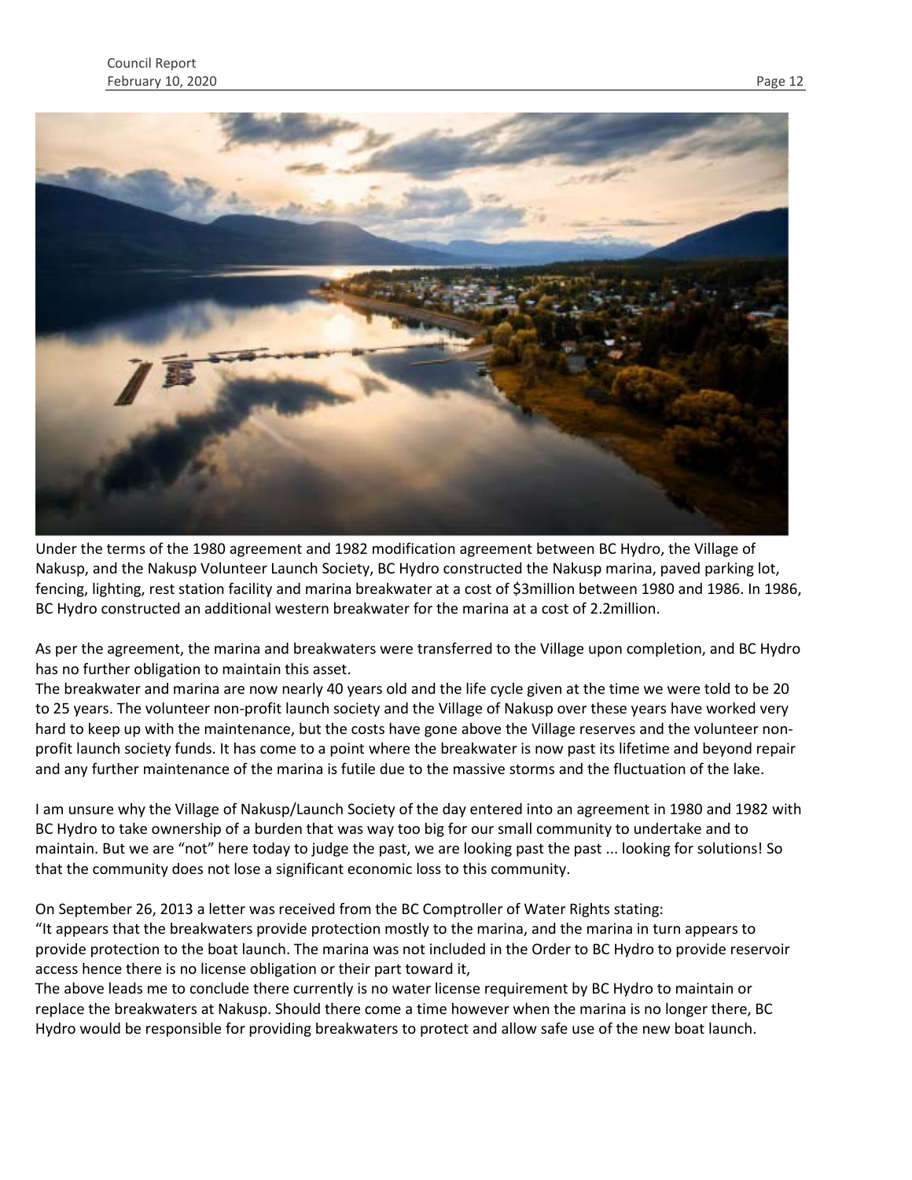Under the terms of the 1980 agreement and 1982 modification agreement between BC Hydro, the Village of Nakusp, and the Nakusp Volunteer Launch Society, BC Hydro constructed the Nakusp marina, paved parking lot, fencing, lighting, rest station facility and marina breakwater at a cost of $3million between 1980 and 1986. In 1986, BC Hydro constructed an additional western breakwater for the marina at a cost of 2.2million.

As per the agreement, the marina and breakwaters were transferred to the Village upon completion, and BC Hydro has no further obligation to maintain this asset.

The breakwater and marina are now nearly 40 years old and the life cycle given at the time we were told to be 20 to 25 years. The volunteer non-profit launch society and the Village of Nakusp over these years have worked very hard to keep up with the maintenance, but the costs have gone above the Village reserves and the volunteer non-profit launch society funds. It has come to a point where the breakwater is now past its lifetime and beyond repair and any further maintenance of the marina is futile due to the massive storms and the fluctuation of the lake.

I am unsure why the Village of Nakusp/Launch Society of the day entered into an agreement in 1980 and 1982 with BC Hydro to take ownership of a burden that was way too big for our small community to undertake and to maintain. But we are "not" here today to judge the past, we are looking past the past ... looking for solutions! So that the community does not lose a significant economic loss to this community.

On September 26, 2013 a letter was received from the BC Comptroller of Water Rights stating:

"It appears that the breakwaters provide protection mostly to the marina, and the marina in turn appears to provide protection to the boat launch. The marina was not included in the Order to BC Hydro to provide reservoir access hence there is no license obligation or their part toward it,

The above leads me to conclude there currently is no water license requirement by BC Hydro to maintain or replace the breakwaters at Nakusp. Should there come a time however when the marina is no longer there, BC Hydro would be responsible for providing breakwaters to protect and allow safe use of the new boat launch.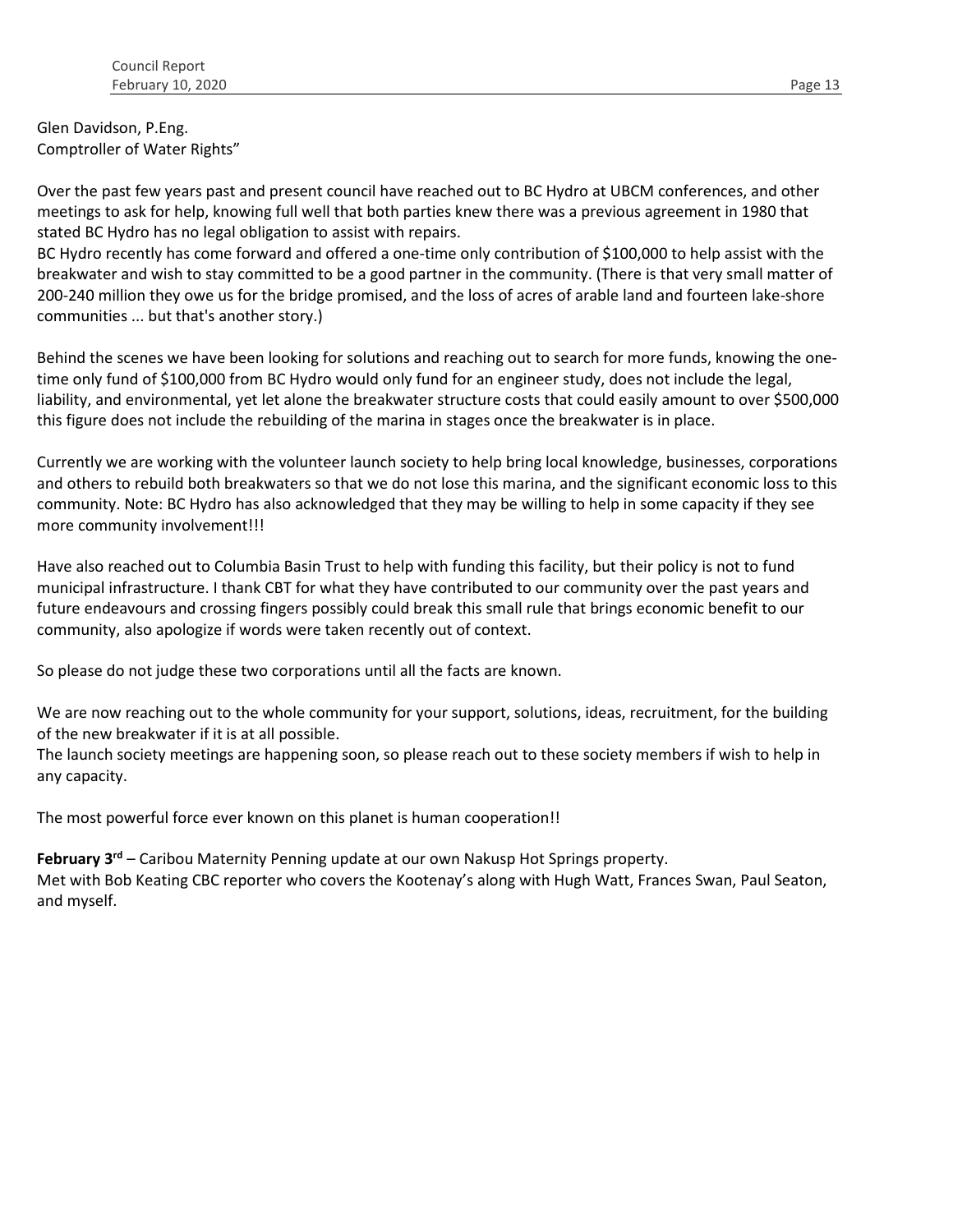Glen Davidson, P.Eng.
Comptroller of Water Rights"

Over the past few years past and present council have reached out to BC Hydro at UBCM conferences, and other meetings to ask for help, knowing full well that both parties knew there was a previous agreement in 1980 that stated BC Hydro has no legal obligation to assist with repairs.
BC Hydro recently has come forward and offered a one-time only contribution of $100,000 to help assist with the breakwater and wish to stay committed to be a good partner in the community. (There is that very small matter of 200-240 million they owe us for the bridge promised, and the loss of acres of arable land and fourteen lake-shore communities ... but that's another story.)

Behind the scenes we have been looking for solutions and reaching out to search for more funds, knowing the one-time only fund of $100,000 from BC Hydro would only fund for an engineer study, does not include the legal, liability, and environmental, yet let alone the breakwater structure costs that could easily amount to over $500,000 this figure does not include the rebuilding of the marina in stages once the breakwater is in place.

Currently we are working with the volunteer launch society to help bring local knowledge, businesses, corporations and others to rebuild both breakwaters so that we do not lose this marina, and the significant economic loss to this community. Note: BC Hydro has also acknowledged that they may be willing to help in some capacity if they see more community involvement!!!

Have also reached out to Columbia Basin Trust to help with funding this facility, but their policy is not to fund municipal infrastructure. I thank CBT for what they have contributed to our community over the past years and future endeavours and crossing fingers possibly could break this small rule that brings economic benefit to our community, also apologize if words were taken recently out of context.

So please do not judge these two corporations until all the facts are known.

We are now reaching out to the whole community for your support, solutions, ideas, recruitment, for the building of the new breakwater if it is at all possible.
The launch society meetings are happening soon, so please reach out to these society members if wish to help in any capacity.

The most powerful force ever known on this planet is human cooperation!!

**February 3rd** – Caribou Maternity Penning update at our own Nakusp Hot Springs property.
Met with Bob Keating CBC reporter who covers the Kootenay's along with Hugh Watt, Frances Swan, Paul Seaton, and myself.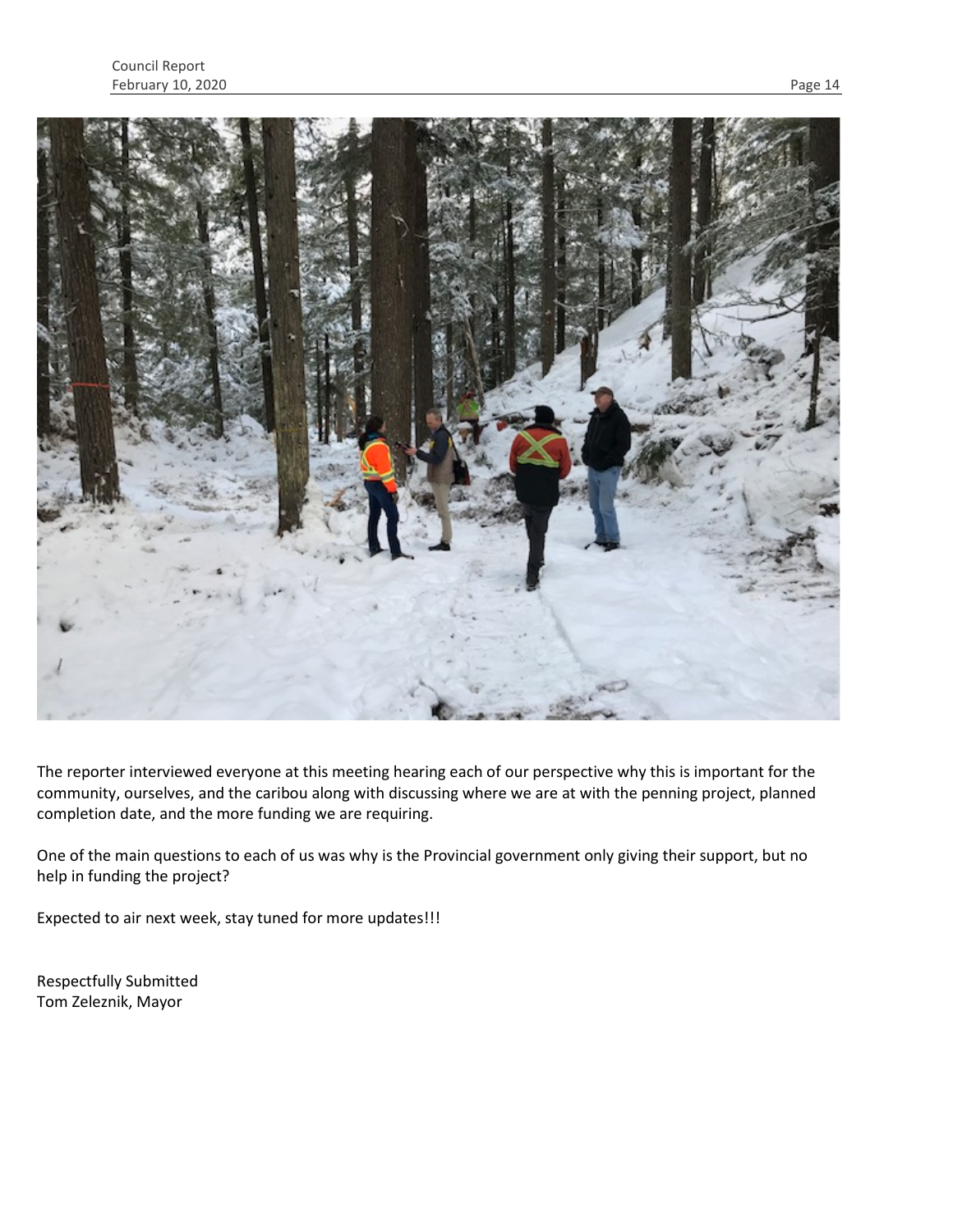The reporter interviewed everyone at this meeting hearing each of our perspective why this is important for the community, ourselves, and the caribou along with discussing where we are at with the penning project, planned completion date, and the more funding we are requiring.

One of the main questions to each of us was why is the Provincial government only giving their support, but no help in funding the project?

Expected to air next week, stay tuned for more updates!!!

Respectfully Submitted
Tom Zeleznik, Mayor